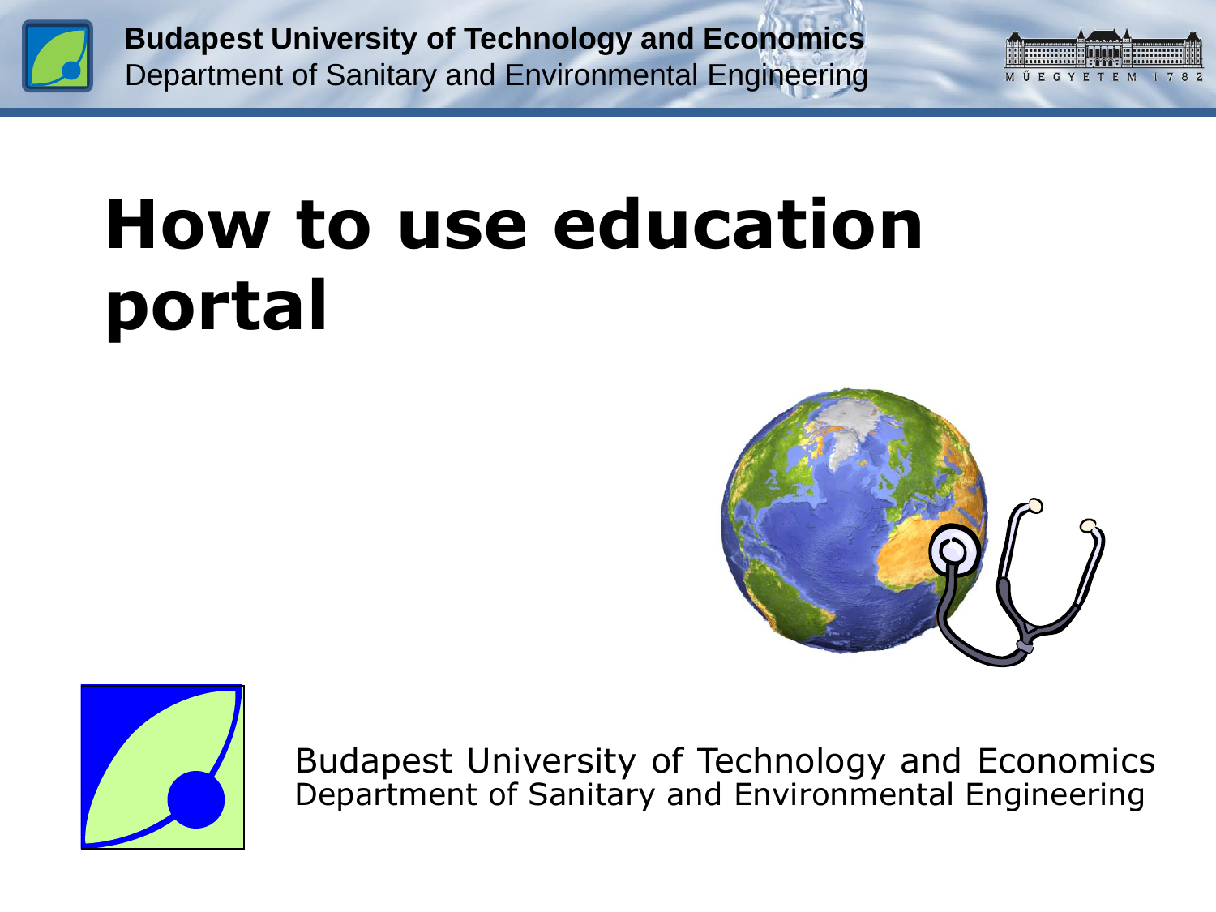Budapest University of Technology and Economics
Department of Sanitary and Environmental Engineering

# How to use education portal

Budapest University of Technology and Economics
Department of Sanitary and Environmental Engineering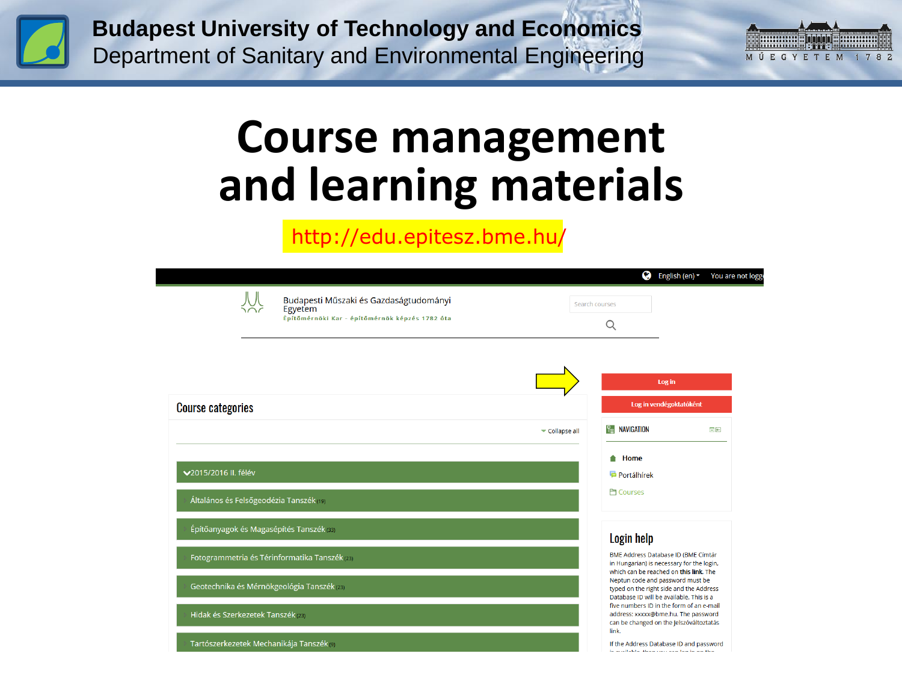# Course management and learning materials

http://edu.epitesz.bme.hu/

English (en) You are not logg

Budapesti Műszaki és Gazdaságtudományi Egyetem
Építőmérnöki Kar - építőmérnök képzés 1782 óta

Search courses

Log in

Log in vendégoktatóként

## Course categories

Collapse all

- 2015/2016 II. félév
  - Általános és Felsőgeodézia Tanszék (19)
  - Építőanyagok és Magasépítés Tanszék (33)
  - Fotogrammetria és Térinformatika Tanszék (23)
  - Geotechnika és Mérnökgeológia Tanszék (23)
  - Hidak és Szerkezetek Tanszék (23)
  - Tartószerkezetek Mechanikája Tanszék (9)

NAVIGATION

- Home
- Portálhírek
- Courses

## Login help

BME Address Database ID (BME Címtár in Hungarian) is necessary for the login, which can be reached on **this link**. The Neptun code and password must be typed on the right side and the Address Database ID will be available. This is a five numbers ID in the form of an e-mail address: xxxxx@bme.hu. The password can be changed on the Jelszóváltoztatás link.

If the Address Database ID and password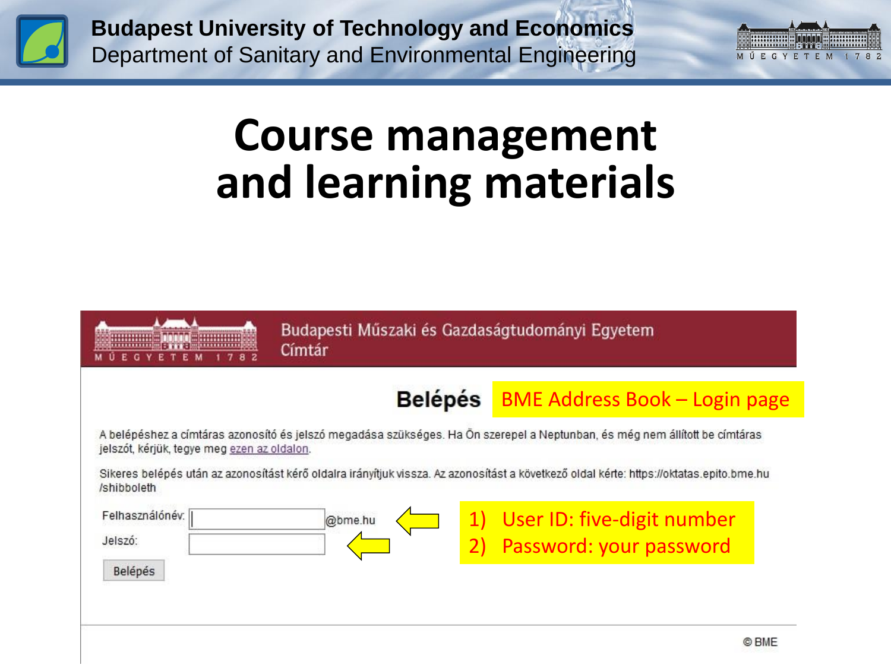# Course management and learning materials

Budapesti Műszaki és Gazdaságtudományi Egyetem
Címtár

## Belépés

BME Address Book – Login page

A belépéshez a címtáras azonosító és jelszó megadása szükséges. Ha Ön szerepel a Neptunban, és még nem állított be címtáras jelszót, kérjük, tegye meg ezen az oldalon.

Sikeres belépés után az azonosítást kérő oldalra irányítjuk vissza. Az azonosítást a következő oldal kérte: https://oktatas.epito.bme.hu /shibboleth

Felhasználónév: @bme.hu

Jelszó:

Belépés

1) User ID: five-digit number
2) Password: your password

© BME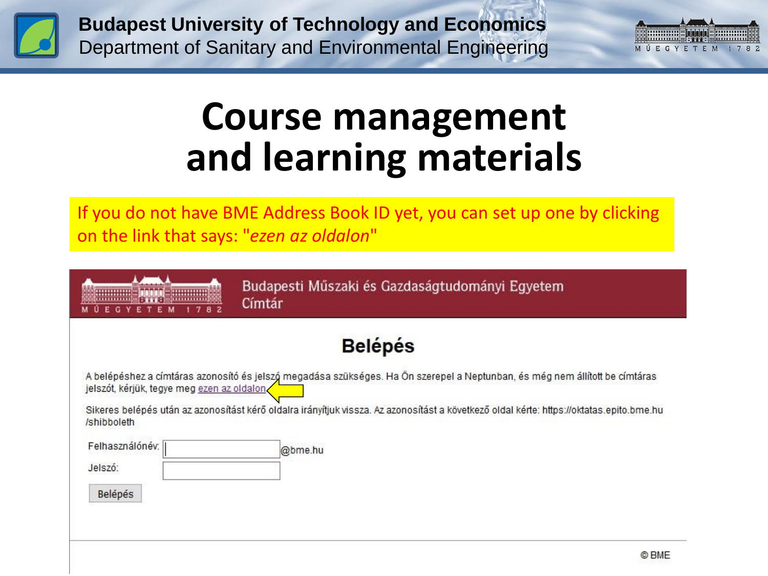# Course management and learning materials

If you do not have BME Address Book ID yet, you can set up one by clicking on the link that says: "*ezen az oldalon*"

Budapesti Műszaki és Gazdaságtudományi Egyetem
Címtár

## Belépés

A belépéshez a címtáras azonosító és jelszó megadása szükséges. Ha Ön szerepel a Neptunban, és még nem állított be címtáras jelszót, kérjük, tegye meg ezen az oldalon.

Sikeres belépés után az azonosítást kérő oldalra irányítjuk vissza. Az azonosítást a következő oldal kérte: https://oktatas.epito.bme.hu /shibboleth

Felhasználónév: @bme.hu

Jelszó:

Belépés

© BME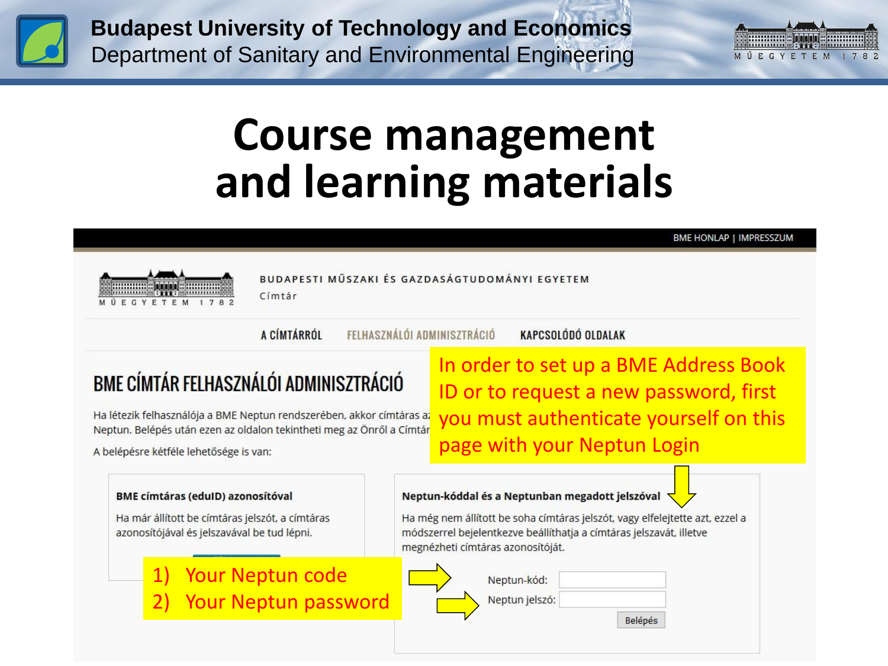# Course management and learning materials

BME HONLAP | IMPRESSZUM

BUDAPESTI MŰSZAKI ÉS GAZDASÁGTUDOMÁNYI EGYETEM

Címtár

A CÍMTÁRRÓL | FELHASZNÁLÓI ADMINISZTRÁCIÓ | KAPCSOLÓDÓ OLDALAK

## BME CÍMTÁR FELHASZNÁLÓI ADMINISZTRÁCIÓ

Ha létezik felhasználója a BME Neptun rendszerében, akkor címtáras az Neptun. Belépés után ezen az oldalon tekintheti meg az Önről a Címtár

A belépésre kétféle lehetősége is van:

**BME címtáras (eduID) azonosítóval**

Ha már állított be címtáras jelszót, a címtáras azonosítójával és jelszavával be tud lépni.

**Neptun-kóddal és a Neptunban megadott jelszóval**

Ha még nem állított be soha címtáras jelszót, vagy elfelejtette azt, ezzel a módszerrel bejelentkezve beállíthatja a címtáras jelszavát, illetve megnézheti címtáras azonosítóját.

Neptun-kód:

Neptun jelszó:

Belépés

In order to set up a BME Address Book ID or to request a new password, first you must authenticate yourself on this page with your Neptun Login

1) Your Neptun code
2) Your Neptun password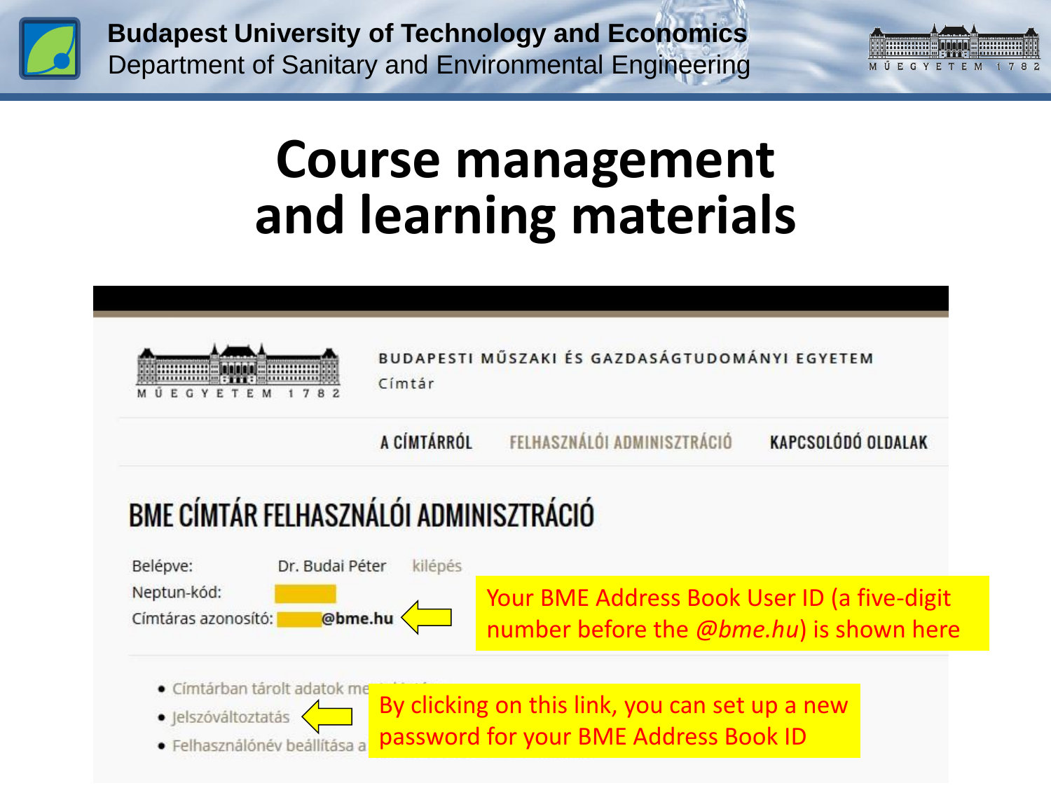# Course management and learning materials

BUDAPESTI MŰSZAKI ÉS GAZDASÁGTUDOMÁNYI EGYETEM

Címtár

A CÍMTÁRRÓL   FELHASZNÁLÓI ADMINISZTRÁCIÓ   KAPCSOLÓDÓ OLDALAK

## BME CÍMTÁR FELHASZNÁLÓI ADMINISZTRÁCIÓ

Belépve: Dr. Budai Péter kilépés

Neptun-kód:

Címtáras azonosító: @bme.hu

Your BME Address Book User ID (a five-digit number before the *@bme.hu*) is shown here

- Címtárban tárolt adatok me...
- Jelszóváltoztatás
- Felhasználónév beállítása a...

By clicking on this link, you can set up a new password for your BME Address Book ID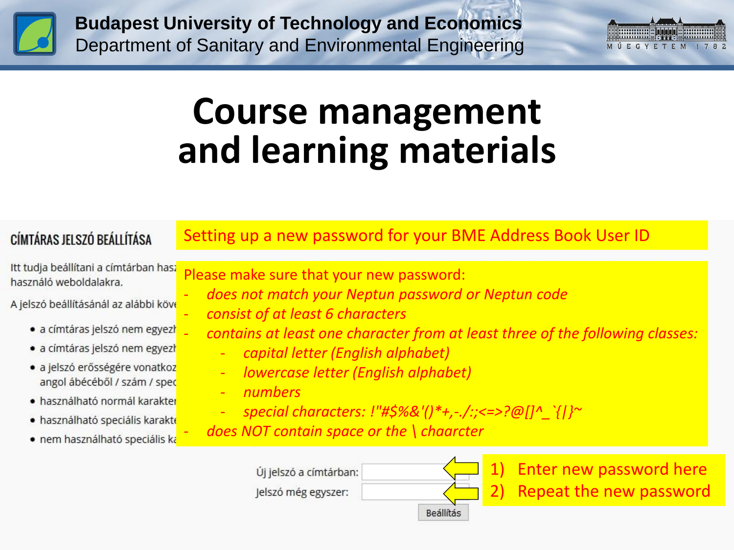# Course management and learning materials

**CÍMTÁRAS JELSZÓ BEÁLLÍTÁSA**

Setting up a new password for your BME Address Book User ID

Itt tudja beállítani a címtárban hasz... használó weboldalakra.

A jelszó beállításánál az alábbi köve...

- a címtáras jelszó nem egyezh...
- a címtáras jelszó nem egyezh...
- a jelszó erősségére vonatkoz... angol ábécéből / szám / spec...
- használható normál karakter...
- használható speciális karakte...
- nem használható speciális ka...

Please make sure that your new password:

- *does not match your Neptun password or Neptun code*
- *consist of at least 6 characters*
- *contains at least one character from at least three of the following classes:*
  - *capital letter (English alphabet)*
  - *lowercase letter (English alphabet)*
  - *numbers*
  - *special characters: !"#$%&'()*+,-./:;<=>?@[]^_`{|}~*
- *does NOT contain space or the \ chaarcter*

Új jelszó a címtárban:

Jelszó még egyszer:

Beállítás

1) Enter new password here
2) Repeat the new password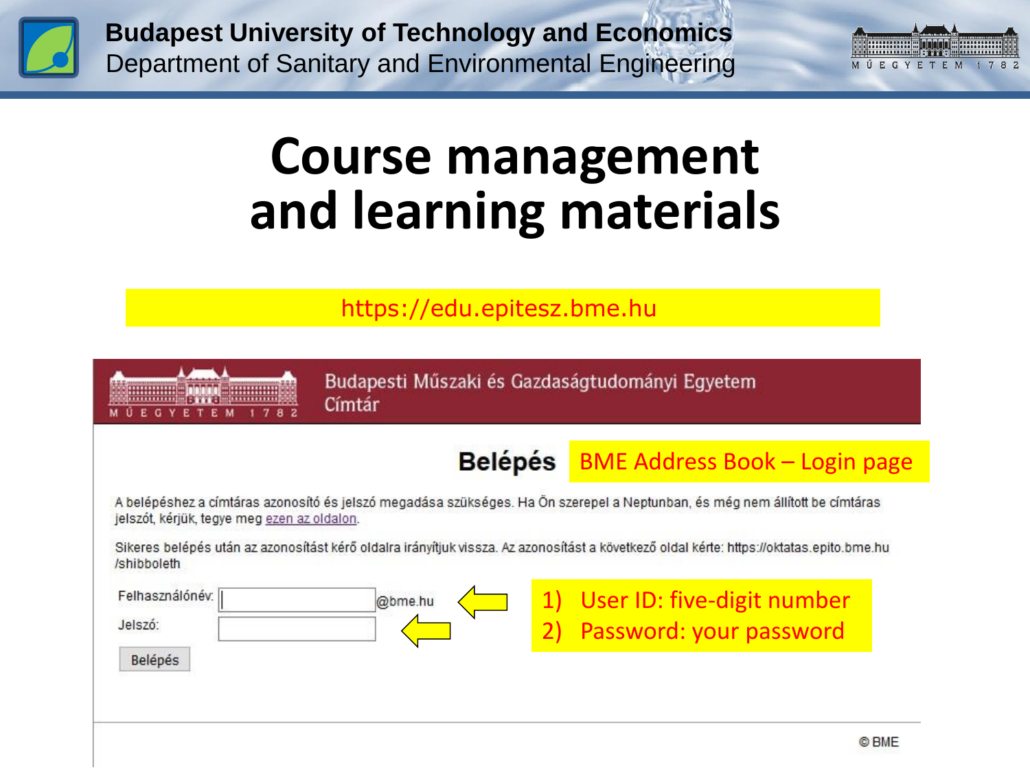# Course management and learning materials

https://edu.epitesz.bme.hu

Budapesti Műszaki és Gazdaságtudományi Egyetem
Címtár

**Belépés**

BME Address Book – Login page

A belépéshez a címtáras azonosító és jelszó megadása szükséges. Ha Ön szerepel a Neptunban, és még nem állított be címtáras jelszót, kérjük, tegye meg ezen az oldalon.

Sikeres belépés után az azonosítást kérő oldalra irányítjuk vissza. Az azonosítást a következő oldal kérte: https://oktatas.epito.bme.hu/shibboleth

Felhasználónév: @bme.hu

Jelszó:

Belépés

1) User ID: five-digit number
2) Password: your password

© BME